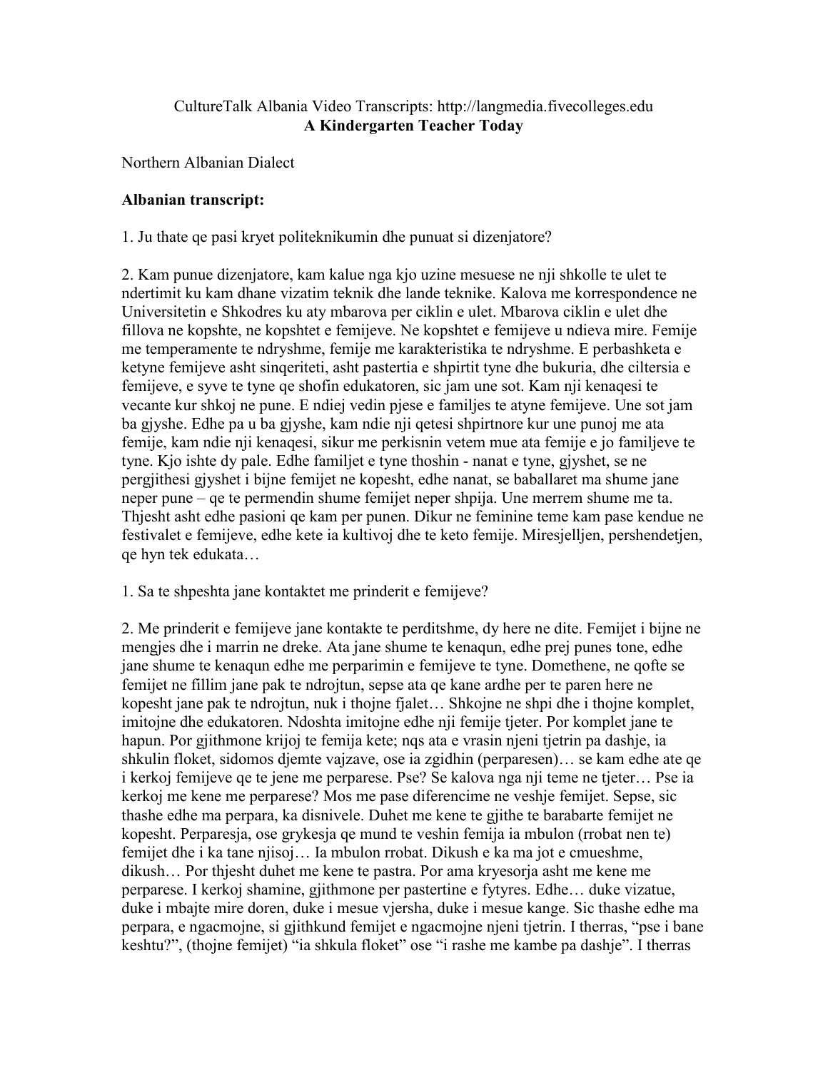CultureTalk Albania Video Transcripts: http://langmedia.fivecolleges.edu

# A Kindergarten Teacher Today

Northern Albanian Dialect

**Albanian transcript:**

1. Ju thate qe pasi kryet politeknikumin dhe punuat si dizenjatore?

2. Kam punue dizenjatore, kam kalue nga kjo uzine mesuese ne nji shkolle te ulet te ndertimit ku kam dhane vizatim teknik dhe lande teknike. Kalova me korrespondence ne Universitetin e Shkodres ku aty mbarova per ciklin e ulet. Mbarova ciklin e ulet dhe fillova ne kopshte, ne kopshtet e femijeve. Ne kopshtet e femijeve u ndieva mire. Femije me temperamente te ndryshme, femije me karakteristika te ndryshme. E perbashketa e ketyne femijeve asht sinqeriteti, asht pastertia e shpirtit tyne dhe bukuria, dhe ciltersia e femijeve, e syve te tyne qe shofin edukatoren, sic jam une sot. Kam nji kenaqesi te vecante kur shkoj ne pune. E ndiej vedin pjese e familjes te atyne femijeve. Une sot jam ba gjyshe. Edhe pa u ba gjyshe, kam ndie nji qetesi shpirtnore kur une punoj me ata femije, kam ndie nji kenaqesi, sikur me perkisnin vetem mue ata femije e jo familjeve te tyne. Kjo ishte dy pale. Edhe familjet e tyne thoshin - nanat e tyne, gjyshet, se ne pergjithesi gjyshet i bijne femijet ne kopesht, edhe nanat, se baballaret ma shume jane neper pune – qe te permendin shume femijet neper shpija. Une merrem shume me ta. Thjesht asht edhe pasioni qe kam per punen. Dikur ne feminine teme kam pase kendue ne festivalet e femijeve, edhe kete ia kultivoj dhe te keto femije. Miresjelljen, pershendetjen, qe hyn tek edukata…

1. Sa te shpeshta jane kontaktet me prinderit e femijeve?

2. Me prinderit e femijeve jane kontakte te perditshme, dy here ne dite. Femijet i bijne ne mengjes dhe i marrin ne dreke. Ata jane shume te kenaqun, edhe prej punes tone, edhe jane shume te kenaqun edhe me perparimin e femijeve te tyne. Domethene, ne qofte se femijet ne fillim jane pak te ndrojtun, sepse ata qe kane ardhe per te paren here ne kopesht jane pak te ndrojtun, nuk i thojne fjalet… Shkojne ne shpi dhe i thojne komplet, imitojne dhe edukatoren. Ndoshta imitojne edhe nji femije tjeter. Por komplet jane te hapun. Por gjithmone krijoj te femija kete; nqs ata e vrasin njeni tjetrin pa dashje, ia shkulin floket, sidomos djemte vajzave, ose ia zgidhin (perparesen)… se kam edhe ate qe i kerkoj femijeve qe te jene me perparese. Pse? Se kalova nga nji teme ne tjeter… Pse ia kerkoj me kene me perparese? Mos me pase diferencime ne veshje femijet. Sepse, sic thashe edhe ma perpara, ka disnivele. Duhet me kene te gjithe te barabarte femijet ne kopesht. Perparesja, ose grykesja qe mund te veshin femija ia mbulon (rrobat nen te) femijet dhe i ka tane njisoj… Ia mbulon rrobat. Dikush e ka ma jot e cmueshme, dikush… Por thjesht duhet me kene te pastra. Por ama kryesorja asht me kene me perparese. I kerkoj shamine, gjithmone per pastertine e fytyres. Edhe… duke vizatue, duke i mbajte mire doren, duke i mesue vjersha, duke i mesue kange. Sic thashe edhe ma perpara, e ngacmojne, si gjithkund femijet e ngacmojne njeni tjetrin. I therras, "pse i bane keshtu?", (thojne femijet) "ia shkula floket" ose "i rashe me kambe pa dashje". I therras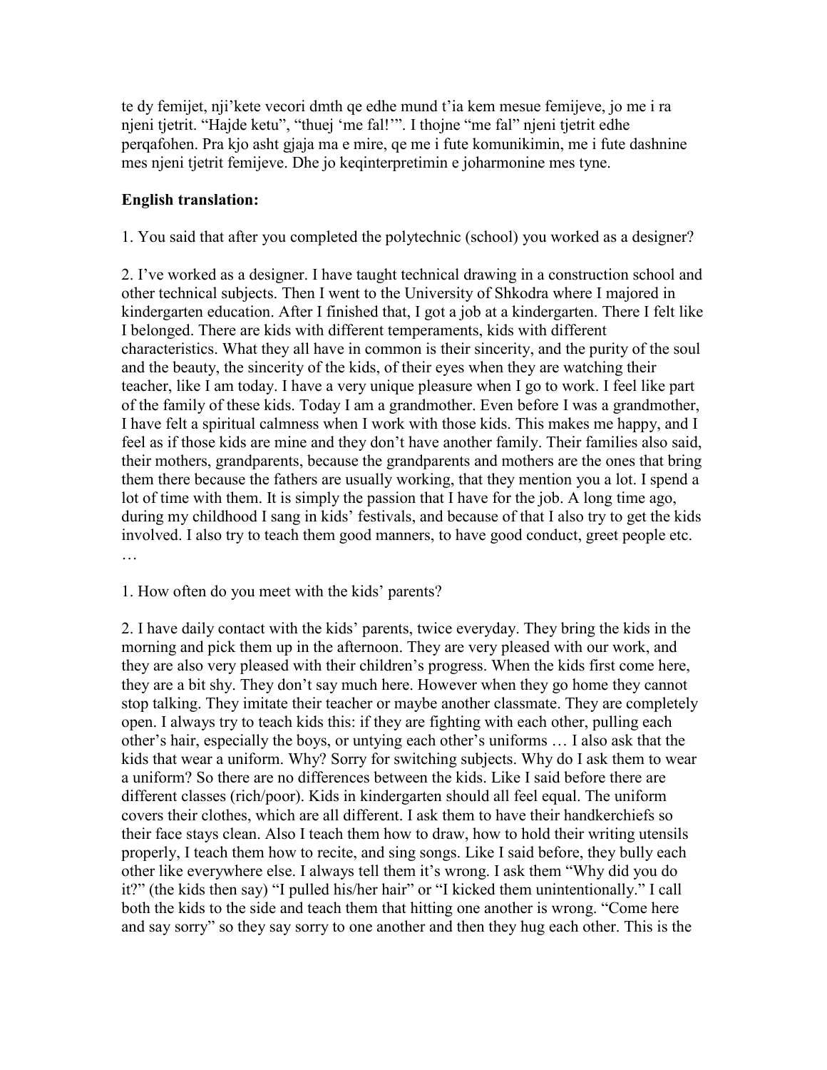te dy femijet, nji'kete vecori dmth qe edhe mund t'ia kem mesue femijeve, jo me i ra njeni tjetrit. "Hajde ketu", "thuej 'me fal!'". I thojne "me fal" njeni tjetrit edhe perqafohen. Pra kjo asht gjaja ma e mire, qe me i fute komunikimin, me i fute dashnine mes njeni tjetrit femijeve. Dhe jo keqinterpretimin e joharmonine mes tyne.

**English translation:**

1. You said that after you completed the polytechnic (school) you worked as a designer?

2. I've worked as a designer. I have taught technical drawing in a construction school and other technical subjects. Then I went to the University of Shkodra where I majored in kindergarten education. After I finished that, I got a job at a kindergarten. There I felt like I belonged. There are kids with different temperaments, kids with different characteristics. What they all have in common is their sincerity, and the purity of the soul and the beauty, the sincerity of the kids, of their eyes when they are watching their teacher, like I am today. I have a very unique pleasure when I go to work. I feel like part of the family of these kids. Today I am a grandmother. Even before I was a grandmother, I have felt a spiritual calmness when I work with those kids. This makes me happy, and I feel as if those kids are mine and they don't have another family. Their families also said, their mothers, grandparents, because the grandparents and mothers are the ones that bring them there because the fathers are usually working, that they mention you a lot. I spend a lot of time with them. It is simply the passion that I have for the job. A long time ago, during my childhood I sang in kids' festivals, and because of that I also try to get the kids involved. I also try to teach them good manners, to have good conduct, greet people etc. …

1. How often do you meet with the kids' parents?

2. I have daily contact with the kids' parents, twice everyday. They bring the kids in the morning and pick them up in the afternoon. They are very pleased with our work, and they are also very pleased with their children's progress. When the kids first come here, they are a bit shy. They don't say much here. However when they go home they cannot stop talking. They imitate their teacher or maybe another classmate. They are completely open. I always try to teach kids this: if they are fighting with each other, pulling each other's hair, especially the boys, or untying each other's uniforms … I also ask that the kids that wear a uniform. Why? Sorry for switching subjects. Why do I ask them to wear a uniform? So there are no differences between the kids. Like I said before there are different classes (rich/poor). Kids in kindergarten should all feel equal. The uniform covers their clothes, which are all different. I ask them to have their handkerchiefs so their face stays clean. Also I teach them how to draw, how to hold their writing utensils properly, I teach them how to recite, and sing songs. Like I said before, they bully each other like everywhere else. I always tell them it's wrong. I ask them "Why did you do it?" (the kids then say) "I pulled his/her hair" or "I kicked them unintentionally." I call both the kids to the side and teach them that hitting one another is wrong. "Come here and say sorry" so they say sorry to one another and then they hug each other. This is the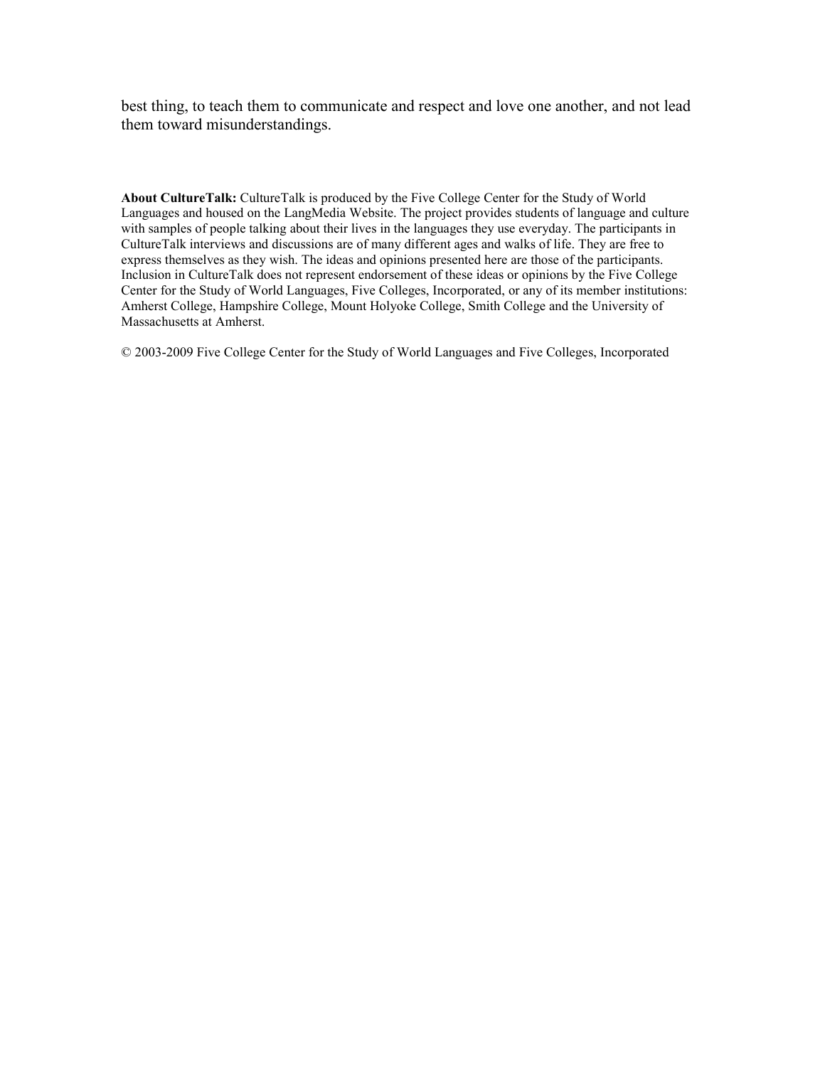best thing, to teach them to communicate and respect and love one another, and not lead them toward misunderstandings.

**About CultureTalk:** CultureTalk is produced by the Five College Center for the Study of World Languages and housed on the LangMedia Website. The project provides students of language and culture with samples of people talking about their lives in the languages they use everyday. The participants in CultureTalk interviews and discussions are of many different ages and walks of life. They are free to express themselves as they wish. The ideas and opinions presented here are those of the participants. Inclusion in CultureTalk does not represent endorsement of these ideas or opinions by the Five College Center for the Study of World Languages, Five Colleges, Incorporated, or any of its member institutions: Amherst College, Hampshire College, Mount Holyoke College, Smith College and the University of Massachusetts at Amherst.

© 2003-2009 Five College Center for the Study of World Languages and Five Colleges, Incorporated